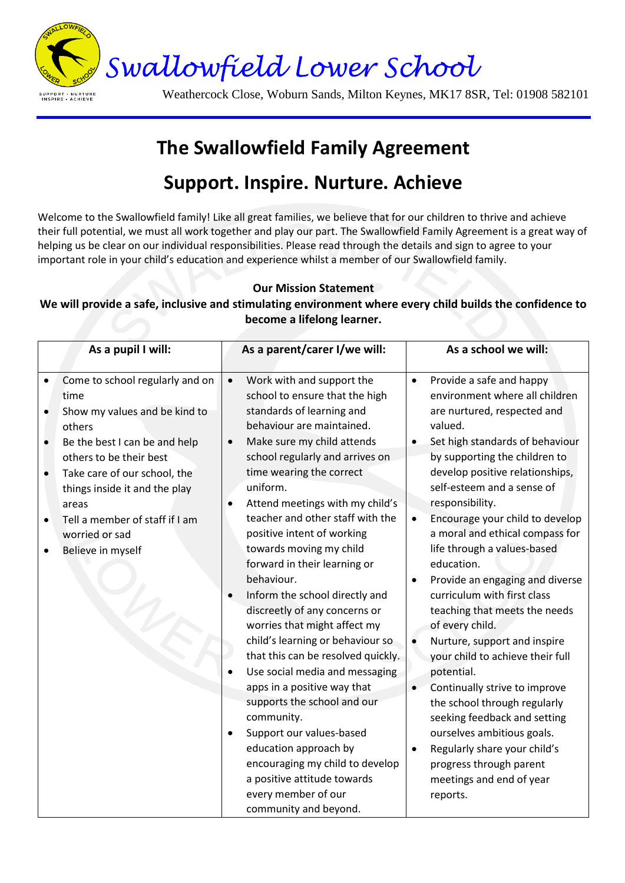# Swallowfield Lower School

Weathercock Close, Woburn Sands, Milton Keynes, MK17 8SR, Tel: 01908 582101

## The Swallowfield Family Agreement

## Support. Inspire. Nurture. Achieve

Welcome to the Swallowfield family! Like all great families, we believe that for our children to thrive and achieve their full potential, we must all work together and play our part. The Swallowfield Family Agreement is a great way of helping us be clear on our individual responsibilities. Please read through the details and sign to agree to your important role in your child's education and experience whilst a member of our Swallowfield family.

**Our Mission Statement**

**We will provide a safe, inclusive and stimulating environment where every child builds the confidence to become a lifelong learner.**

| As a pupil I will: | As a parent/carer I/we will: | As a school we will: |
|---|---|---|
| • Come to school regularly and on time<br>• Show my values and be kind to others<br>• Be the best I can be and help others to be their best<br>• Take care of our school, the things inside it and the play areas<br>• Tell a member of staff if I am worried or sad<br>• Believe in myself | • Work with and support the school to ensure that the high standards of learning and behaviour are maintained.<br>• Make sure my child attends school regularly and arrives on time wearing the correct uniform.<br>• Attend meetings with my child's teacher and other staff with the positive intent of working towards moving my child forward in their learning or behaviour.<br>• Inform the school directly and discreetly of any concerns or worries that might affect my child's learning or behaviour so that this can be resolved quickly.<br>• Use social media and messaging apps in a positive way that supports the school and our community.<br>• Support our values-based education approach by encouraging my child to develop a positive attitude towards every member of our community and beyond. | • Provide a safe and happy environment where all children are nurtured, respected and valued.<br>• Set high standards of behaviour by supporting the children to develop positive relationships, self-esteem and a sense of responsibility.<br>• Encourage your child to develop a moral and ethical compass for life through a values-based education.<br>• Provide an engaging and diverse curriculum with first class teaching that meets the needs of every child.<br>• Nurture, support and inspire your child to achieve their full potential.<br>• Continually strive to improve the school through regularly seeking feedback and setting ourselves ambitious goals.<br>• Regularly share your child's progress through parent meetings and end of year reports. |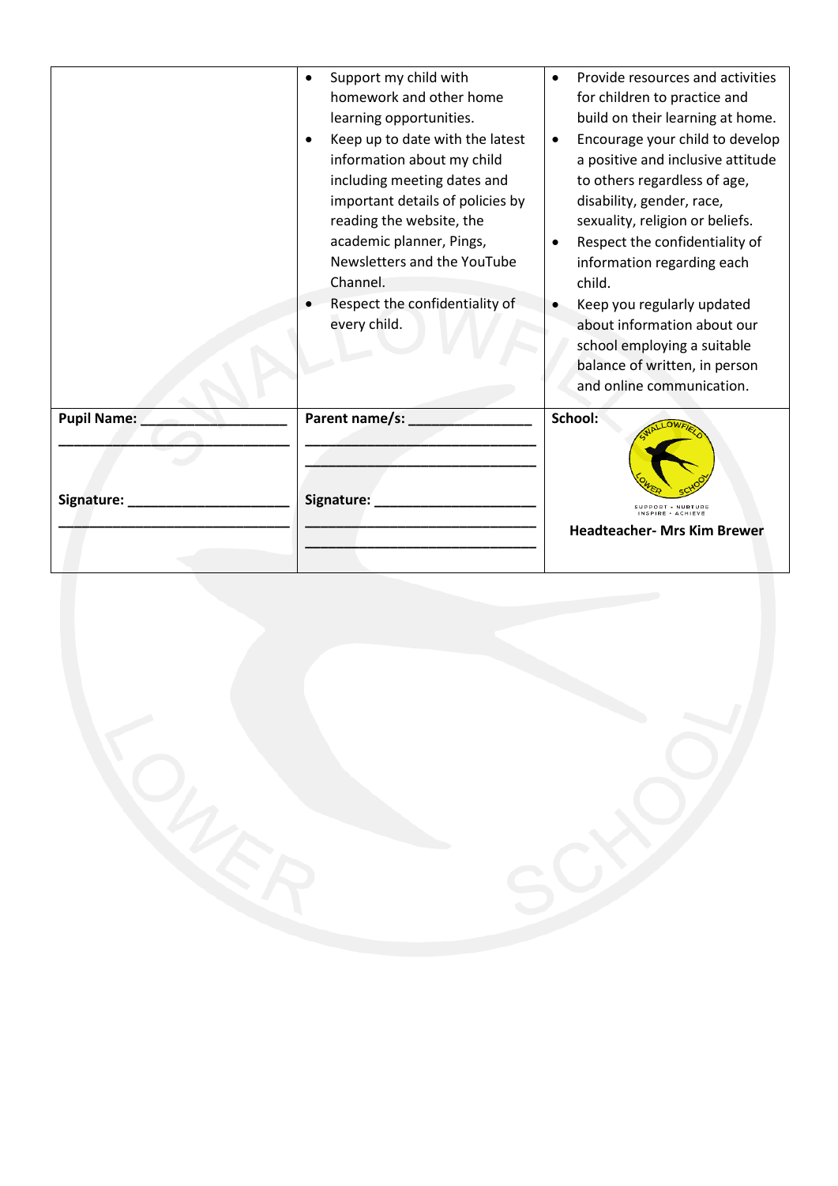| | | |
|---|---|---|
| | • Support my child with homework and other home learning opportunities.<br>• Keep up to date with the latest information about my child including meeting dates and important details of policies by reading the website, the academic planner, Pings, Newsletters and the YouTube Channel.<br>• Respect the confidentiality of every child. | • Provide resources and activities for children to practice and build on their learning at home.<br>• Encourage your child to develop a positive and inclusive attitude to others regardless of age, disability, gender, race, sexuality, religion or beliefs.<br>• Respect the confidentiality of information regarding each child.<br>• Keep you regularly updated about information about our school employing a suitable balance of written, in person and online communication. |
| **Pupil Name:** ___________________<br>______________________________<br><br>**Signature:** _____________________<br>______________________________ | **Parent name/s:** ________________<br>______________________________<br>______________________________<br><br>**Signature:** _____________________<br>______________________________<br>______________________________ | **School:**<br>SWALLOWFIELD LOWER SCHOOL<br>SUPPORT • NURTURE INSPIRE • ACHIEVE<br>**Headteacher- Mrs Kim Brewer** |